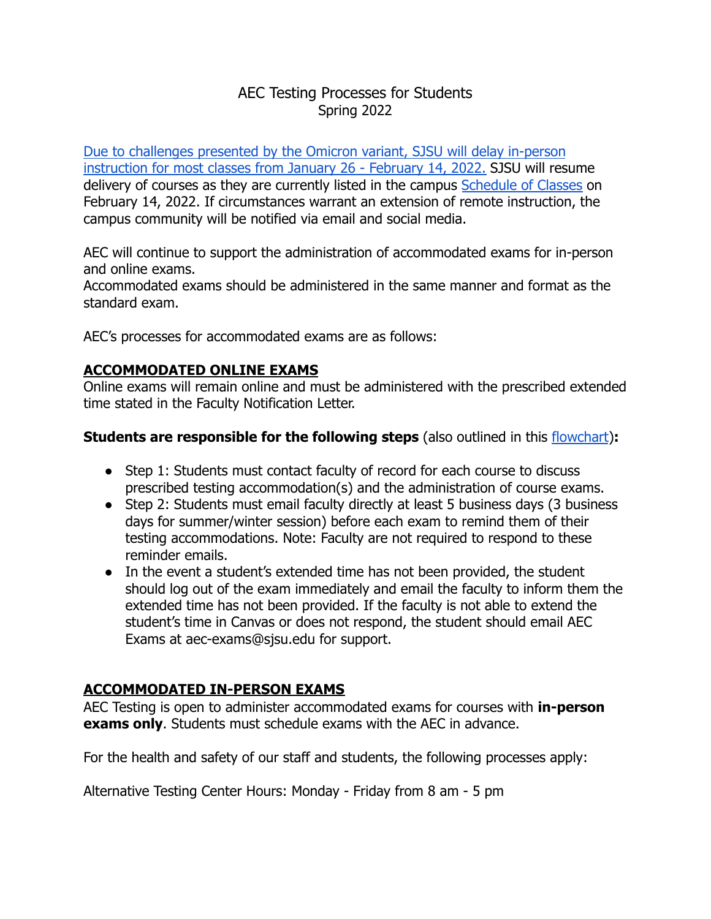# AEC Testing Processes for Students
Spring 2022

Due to challenges presented by the Omicron variant, SJSU will delay in-person instruction for most classes from January 26 - February 14, 2022. SJSU will resume delivery of courses as they are currently listed in the campus Schedule of Classes on February 14, 2022. If circumstances warrant an extension of remote instruction, the campus community will be notified via email and social media.

AEC will continue to support the administration of accommodated exams for in-person and online exams.
Accommodated exams should be administered in the same manner and format as the standard exam.

AEC's processes for accommodated exams are as follows:

## ACCOMMODATED ONLINE EXAMS

Online exams will remain online and must be administered with the prescribed extended time stated in the Faculty Notification Letter.

**Students are responsible for the following steps** (also outlined in this flowchart)**:**

- Step 1: Students must contact faculty of record for each course to discuss prescribed testing accommodation(s) and the administration of course exams.
- Step 2: Students must email faculty directly at least 5 business days (3 business days for summer/winter session) before each exam to remind them of their testing accommodations. Note: Faculty are not required to respond to these reminder emails.
- In the event a student's extended time has not been provided, the student should log out of the exam immediately and email the faculty to inform them the extended time has not been provided. If the faculty is not able to extend the student's time in Canvas or does not respond, the student should email AEC Exams at aec-exams@sjsu.edu for support.

## ACCOMMODATED IN-PERSON EXAMS

AEC Testing is open to administer accommodated exams for courses with **in-person exams only**. Students must schedule exams with the AEC in advance.

For the health and safety of our staff and students, the following processes apply:

Alternative Testing Center Hours: Monday - Friday from 8 am - 5 pm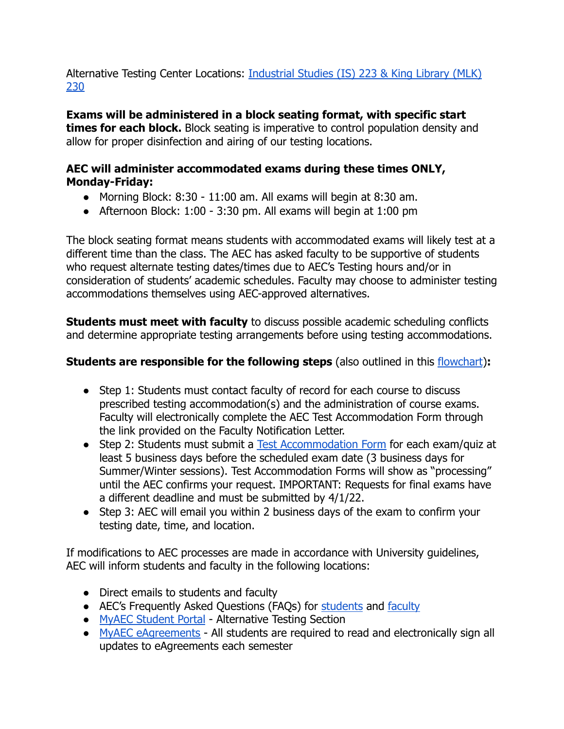Alternative Testing Center Locations: [Industrial Studies (IS) 223 & King Library (MLK) 230]()

**Exams will be administered in a block seating format, with specific start times for each block.** Block seating is imperative to control population density and allow for proper disinfection and airing of our testing locations.

**AEC will administer accommodated exams during these times ONLY, Monday-Friday:**

- Morning Block: 8:30 - 11:00 am. All exams will begin at 8:30 am.
- Afternoon Block: 1:00 - 3:30 pm. All exams will begin at 1:00 pm

The block seating format means students with accommodated exams will likely test at a different time than the class. The AEC has asked faculty to be supportive of students who request alternate testing dates/times due to AEC's Testing hours and/or in consideration of students' academic schedules. Faculty may choose to administer testing accommodations themselves using AEC-approved alternatives.

**Students must meet with faculty** to discuss possible academic scheduling conflicts and determine appropriate testing arrangements before using testing accommodations.

**Students are responsible for the following steps** (also outlined in this [flowchart]()**):**

- Step 1: Students must contact faculty of record for each course to discuss prescribed testing accommodation(s) and the administration of course exams. Faculty will electronically complete the AEC Test Accommodation Form through the link provided on the Faculty Notification Letter.
- Step 2: Students must submit a [Test Accommodation Form]() for each exam/quiz at least 5 business days before the scheduled exam date (3 business days for Summer/Winter sessions). Test Accommodation Forms will show as "processing" until the AEC confirms your request. IMPORTANT: Requests for final exams have a different deadline and must be submitted by 4/1/22.
- Step 3: AEC will email you within 2 business days of the exam to confirm your testing date, time, and location.

If modifications to AEC processes are made in accordance with University guidelines, AEC will inform students and faculty in the following locations:

- Direct emails to students and faculty
- AEC's Frequently Asked Questions (FAQs) for [students]() and [faculty]()
- [MyAEC Student Portal]() - Alternative Testing Section
- [MyAEC eAgreements]() - All students are required to read and electronically sign all updates to eAgreements each semester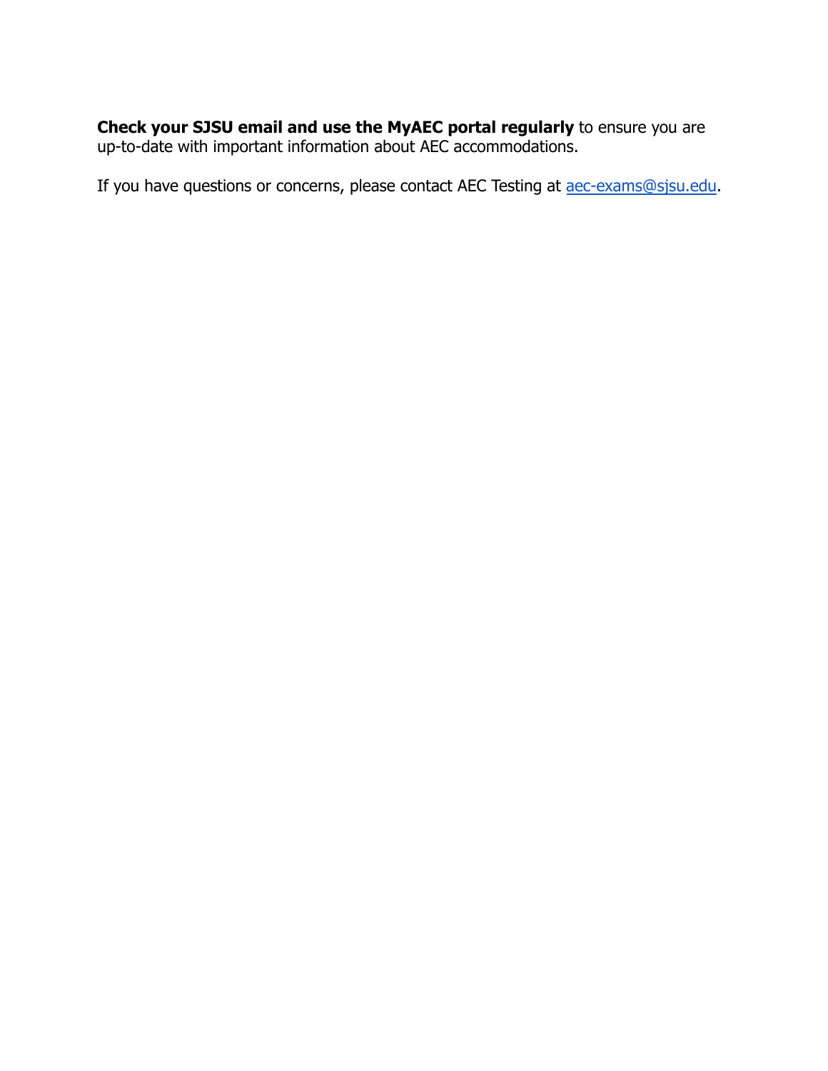**Check your SJSU email and use the MyAEC portal regularly** to ensure you are up-to-date with important information about AEC accommodations.

If you have questions or concerns, please contact AEC Testing at [aec-exams@sjsu.edu](mailto:aec-exams@sjsu.edu).